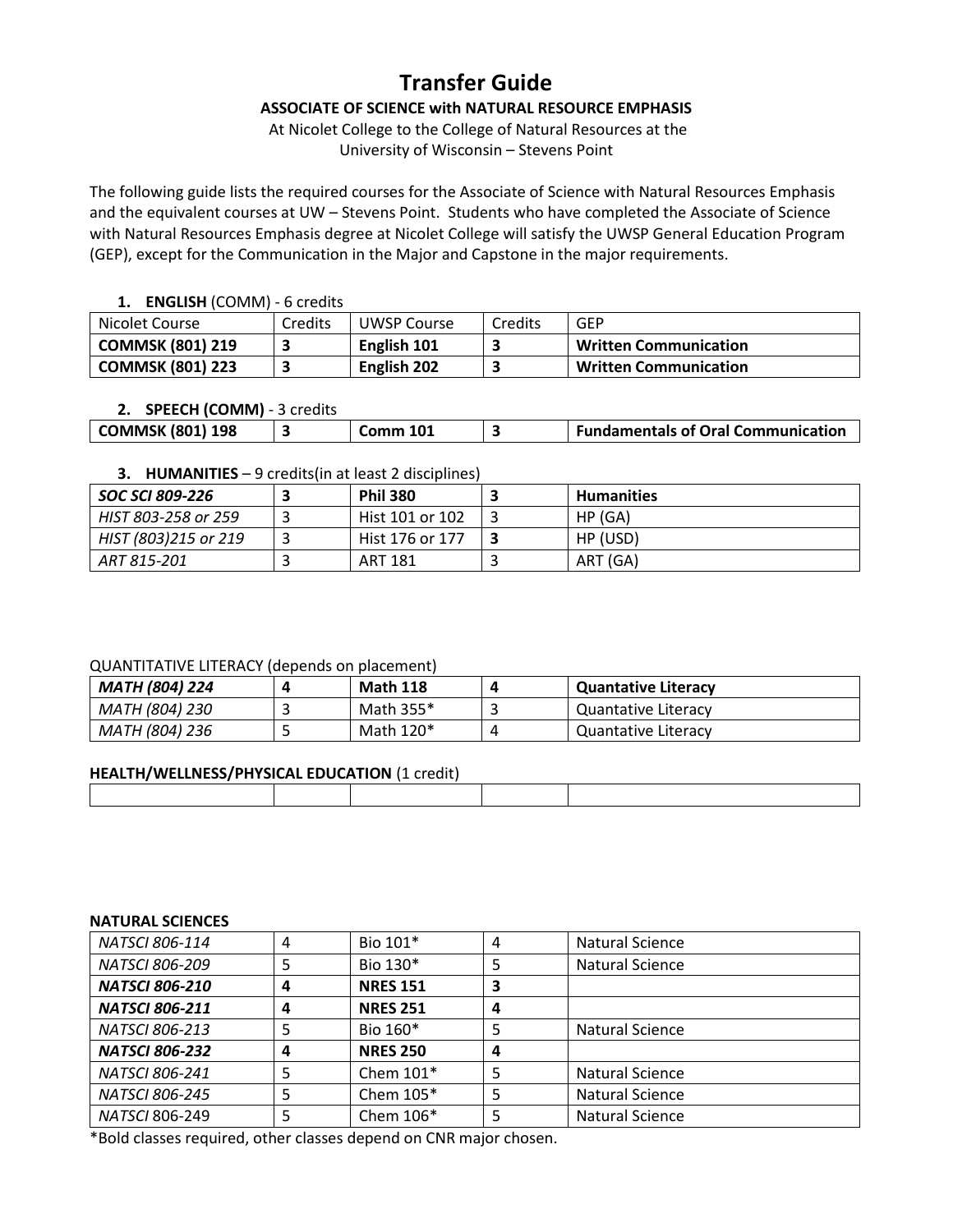# Transfer Guide

### ASSOCIATE OF SCIENCE with NATURAL RESOURCE EMPHASIS

At Nicolet College to the College of Natural Resources at the
University of Wisconsin – Stevens Point

The following guide lists the required courses for the Associate of Science with Natural Resources Emphasis and the equivalent courses at UW – Stevens Point. Students who have completed the Associate of Science with Natural Resources Emphasis degree at Nicolet College will satisfy the UWSP General Education Program (GEP), except for the Communication in the Major and Capstone in the major requirements.

1. **ENGLISH** (COMM) - 6 credits

| Nicolet Course | Credits | UWSP Course | Credits | GEP |
|---|---|---|---|---|
| **COMMSK (801) 219** | **3** | **English 101** | **3** | **Written Communication** |
| **COMMSK (801) 223** | **3** | **English 202** | **3** | **Written Communication** |

2. **SPEECH (COMM)** - 3 credits

| | | | | |
|---|---|---|---|---|
| **COMMSK (801) 198** | **3** | **Comm 101** | **3** | **Fundamentals of Oral Communication** |

3. **HUMANITIES** – 9 credits(in at least 2 disciplines)

| | | | | |
|---|---|---|---|---|
| ***SOC SCI 809-226*** | **3** | **Phil 380** | **3** | **Humanities** |
| *HIST 803-258 or 259* | 3 | Hist 101 or 102 | 3 | HP (GA) |
| *HIST (803)215 or 219* | 3 | Hist 176 or 177 | **3** | HP (USD) |
| *ART 815-201* | 3 | ART 181 | 3 | ART (GA) |

QUANTITATIVE LITERACY (depends on placement)

| | | | | |
|---|---|---|---|---|
| ***MATH (804) 224*** | **4** | **Math 118** | **4** | **Quantative Literacy** |
| *MATH (804) 230* | 3 | Math 355* | 3 | Quantative Literacy |
| *MATH (804) 236* | 5 | Math 120* | 4 | Quantative Literacy |

**HEALTH/WELLNESS/PHYSICAL EDUCATION** (1 credit)

| | | | | |
|---|---|---|---|---|
| | | | | |

**NATURAL SCIENCES**

| | | | | |
|---|---|---|---|---|
| *NATSCI 806-114* | 4 | Bio 101* | 4 | Natural Science |
| *NATSCI 806-209* | 5 | Bio 130* | 5 | Natural Science |
| ***NATSCI 806-210*** | **4** | **NRES 151** | **3** | |
| ***NATSCI 806-211*** | **4** | **NRES 251** | **4** | |
| *NATSCI 806-213* | 5 | Bio 160* | 5 | Natural Science |
| ***NATSCI 806-232*** | **4** | **NRES 250** | **4** | |
| *NATSCI 806-241* | 5 | Chem 101* | 5 | Natural Science |
| *NATSCI 806-245* | 5 | Chem 105* | 5 | Natural Science |
| *NATSCI* 806-249 | 5 | Chem 106* | 5 | Natural Science |

*Bold classes required, other classes depend on CNR major chosen.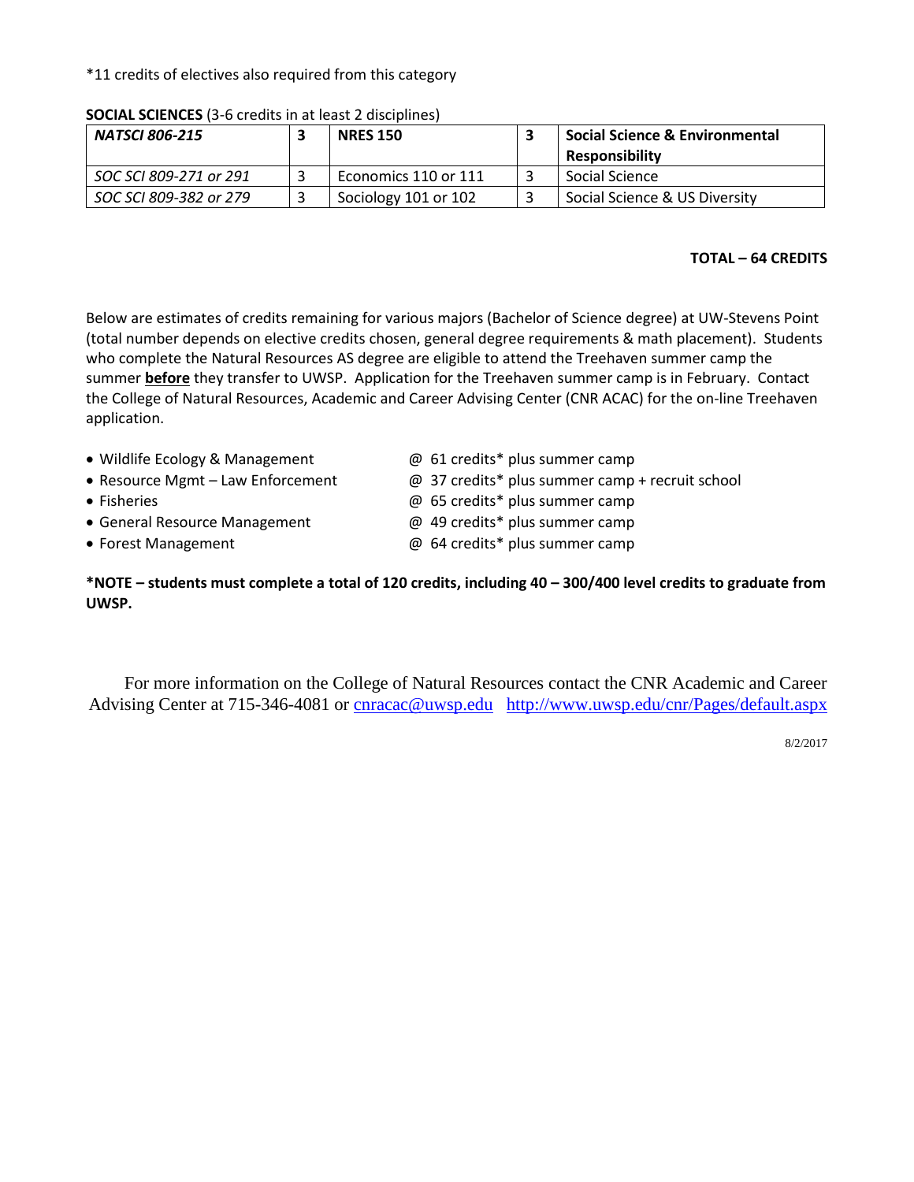*11 credits of electives also required from this category

**SOCIAL SCIENCES** (3-6 credits in at least 2 disciplines)

| | | | | |
|---|---|---|---|---|
| ***NATSCI 806-215*** | **3** | **NRES 150** | **3** | **Social Science & Environmental Responsibility** |
| *SOC SCI 809-271 or 291* | 3 | Economics 110 or 111 | 3 | Social Science |
| *SOC SCI 809-382 or 279* | 3 | Sociology 101 or 102 | 3 | Social Science & US Diversity |

**TOTAL – 64 CREDITS**

Below are estimates of credits remaining for various majors (Bachelor of Science degree) at UW-Stevens Point (total number depends on elective credits chosen, general degree requirements & math placement). Students who complete the Natural Resources AS degree are eligible to attend the Treehaven summer camp the summer **before** they transfer to UWSP. Application for the Treehaven summer camp is in February. Contact the College of Natural Resources, Academic and Career Advising Center (CNR ACAC) for the on-line Treehaven application.

- Wildlife Ecology & Management @ 61 credits* plus summer camp
- Resource Mgmt – Law Enforcement @ 37 credits* plus summer camp + recruit school
- Fisheries @ 65 credits* plus summer camp
- General Resource Management @ 49 credits* plus summer camp
- Forest Management @ 64 credits* plus summer camp

**\*NOTE – students must complete a total of 120 credits, including 40 – 300/400 level credits to graduate from UWSP.**

For more information on the College of Natural Resources contact the CNR Academic and Career Advising Center at 715-346-4081 or cnracac@uwsp.edu http://www.uwsp.edu/cnr/Pages/default.aspx

8/2/2017